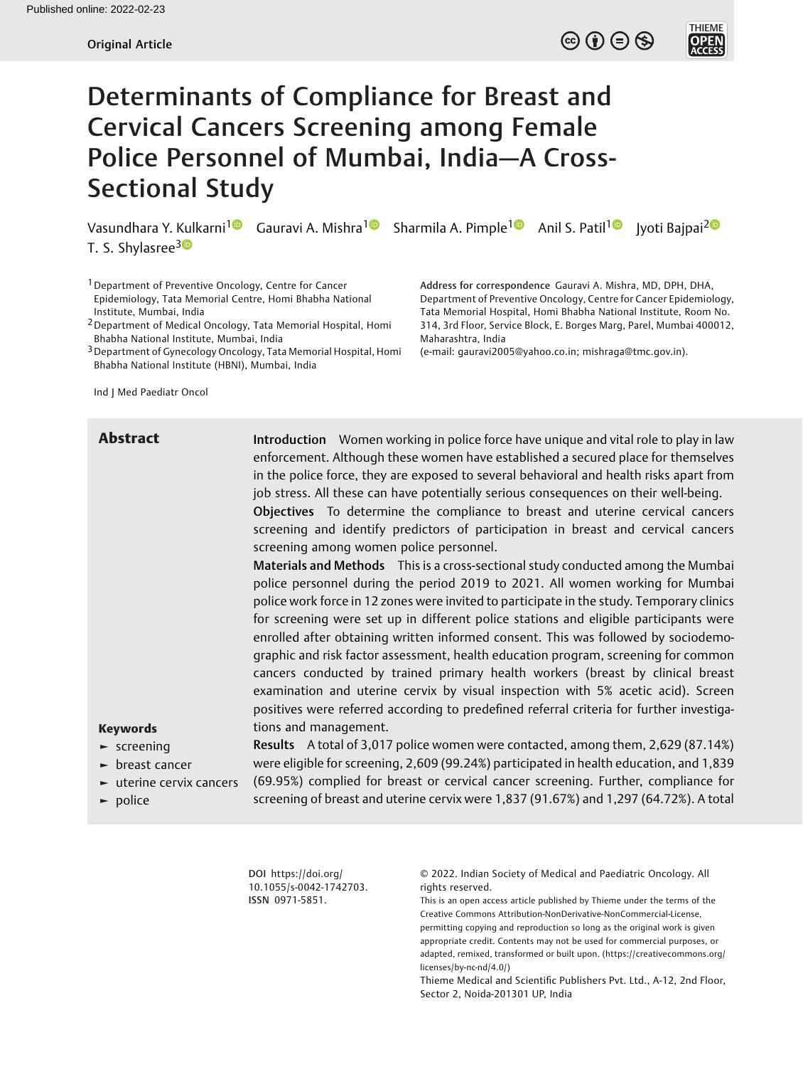Published online: 2022-02-23

Original Article

# Determinants of Compliance for Breast and Cervical Cancers Screening among Female Police Personnel of Mumbai, India—A Cross-Sectional Study

Vasundhara Y. Kulkarni[1] Gauravi A. Mishra[1] Sharmila A. Pimple[1] Anil S. Patil[1] Jyoti Bajpai[2] T. S. Shylasree[3]

[1] Department of Preventive Oncology, Centre for Cancer Epidemiology, Tata Memorial Centre, Homi Bhabha National Institute, Mumbai, India

[2] Department of Medical Oncology, Tata Memorial Hospital, Homi Bhabha National Institute, Mumbai, India

[3] Department of Gynecology Oncology, Tata Memorial Hospital, Homi Bhabha National Institute (HBNI), Mumbai, India

**Address for correspondence** Gauravi A. Mishra, MD, DPH, DHA, Department of Preventive Oncology, Centre for Cancer Epidemiology, Tata Memorial Hospital, Homi Bhabha National Institute, Room No. 314, 3rd Floor, Service Block, E. Borges Marg, Parel, Mumbai 400012, Maharashtra, India (e-mail: gauravi2005@yahoo.co.in; mishraga@tmc.gov.in).

Ind J Med Paediatr Oncol

## Abstract

**Introduction** Women working in police force have unique and vital role to play in law enforcement. Although these women have established a secured place for themselves in the police force, they are exposed to several behavioral and health risks apart from job stress. All these can have potentially serious consequences on their well-being.

**Objectives** To determine the compliance to breast and uterine cervical cancers screening and identify predictors of participation in breast and cervical cancers screening among women police personnel.

**Materials and Methods** This is a cross-sectional study conducted among the Mumbai police personnel during the period 2019 to 2021. All women working for Mumbai police work force in 12 zones were invited to participate in the study. Temporary clinics for screening were set up in different police stations and eligible participants were enrolled after obtaining written informed consent. This was followed by sociodemographic and risk factor assessment, health education program, screening for common cancers conducted by trained primary health workers (breast by clinical breast examination and uterine cervix by visual inspection with 5% acetic acid). Screen positives were referred according to predefined referral criteria for further investigations and management.

**Results** A total of 3,017 police women were contacted, among them, 2,629 (87.14%) were eligible for screening, 2,609 (99.24%) participated in health education, and 1,839 (69.95%) complied for breast or cervical cancer screening. Further, compliance for screening of breast and uterine cervix were 1,837 (91.67%) and 1,297 (64.72%). A total

**Keywords**

- screening
- breast cancer
- uterine cervix cancers
- police

**DOI** https://doi.org/10.1055/s-0042-1742703. **ISSN** 0971-5851.

© 2022. Indian Society of Medical and Paediatric Oncology. All rights reserved.

This is an open access article published by Thieme under the terms of the Creative Commons Attribution-NonDerivative-NonCommercial-License, permitting copying and reproduction so long as the original work is given appropriate credit. Contents may not be used for commercial purposes, or adapted, remixed, transformed or built upon. (https://creativecommons.org/licenses/by-nc-nd/4.0/)

Thieme Medical and Scientific Publishers Pvt. Ltd., A-12, 2nd Floor, Sector 2, Noida-201301 UP, India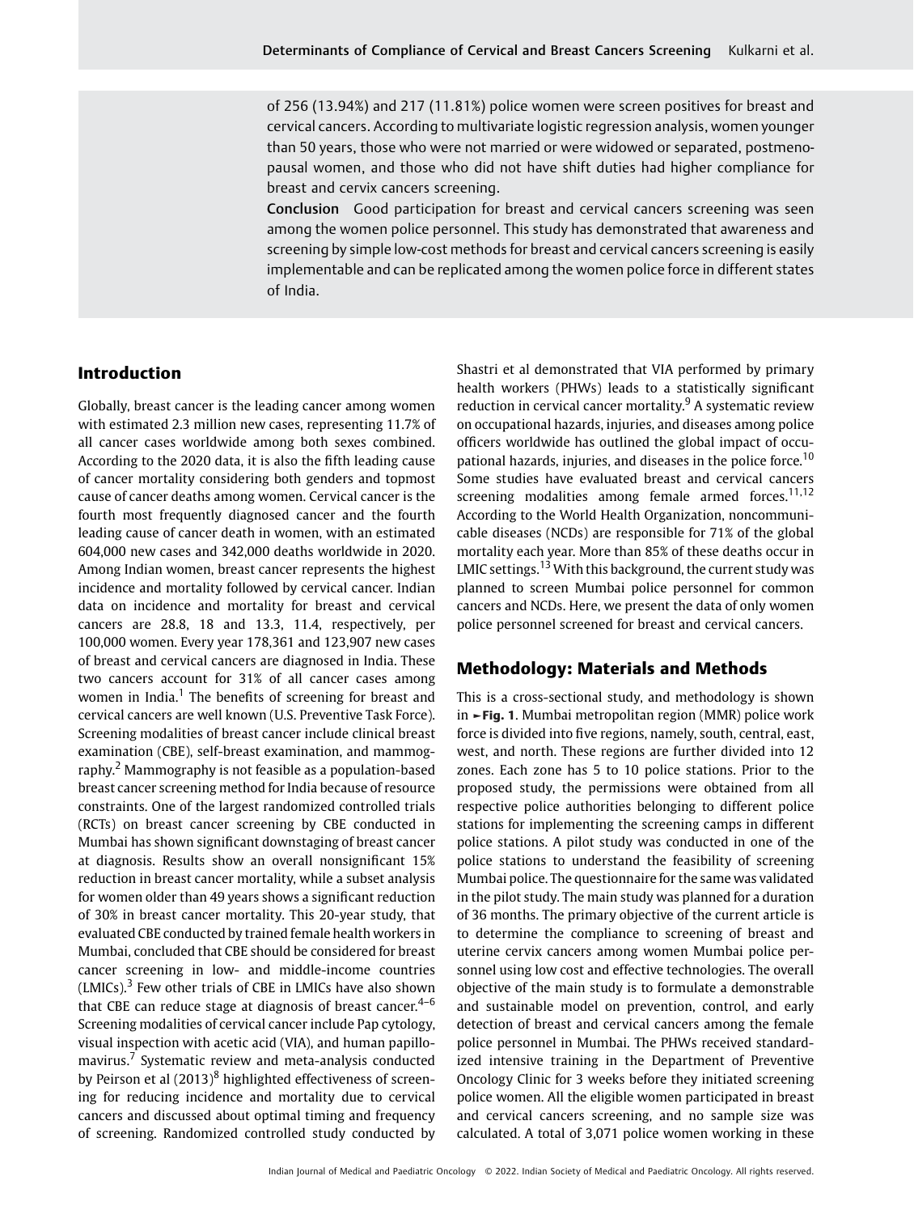of 256 (13.94%) and 217 (11.81%) police women were screen positives for breast and cervical cancers. According to multivariate logistic regression analysis, women younger than 50 years, those who were not married or were widowed or separated, postmenopausal women, and those who did not have shift duties had higher compliance for breast and cervix cancers screening.

**Conclusion** Good participation for breast and cervical cancers screening was seen among the women police personnel. This study has demonstrated that awareness and screening by simple low-cost methods for breast and cervical cancers screening is easily implementable and can be replicated among the women police force in different states of India.

## Introduction

Globally, breast cancer is the leading cancer among women with estimated 2.3 million new cases, representing 11.7% of all cancer cases worldwide among both sexes combined. According to the 2020 data, it is also the fifth leading cause of cancer mortality considering both genders and topmost cause of cancer deaths among women. Cervical cancer is the fourth most frequently diagnosed cancer and the fourth leading cause of cancer death in women, with an estimated 604,000 new cases and 342,000 deaths worldwide in 2020. Among Indian women, breast cancer represents the highest incidence and mortality followed by cervical cancer. Indian data on incidence and mortality for breast and cervical cancers are 28.8, 18 and 13.3, 11.4, respectively, per 100,000 women. Every year 178,361 and 123,907 new cases of breast and cervical cancers are diagnosed in India. These two cancers account for 31% of all cancer cases among women in India.[1] The benefits of screening for breast and cervical cancers are well known (U.S. Preventive Task Force). Screening modalities of breast cancer include clinical breast examination (CBE), self-breast examination, and mammography.[2] Mammography is not feasible as a population-based breast cancer screening method for India because of resource constraints. One of the largest randomized controlled trials (RCTs) on breast cancer screening by CBE conducted in Mumbai has shown significant downstaging of breast cancer at diagnosis. Results show an overall nonsignificant 15% reduction in breast cancer mortality, while a subset analysis for women older than 49 years shows a significant reduction of 30% in breast cancer mortality. This 20-year study, that evaluated CBE conducted by trained female health workers in Mumbai, concluded that CBE should be considered for breast cancer screening in low- and middle-income countries (LMICs).[3] Few other trials of CBE in LMICs have also shown that CBE can reduce stage at diagnosis of breast cancer.[4–6] Screening modalities of cervical cancer include Pap cytology, visual inspection with acetic acid (VIA), and human papillomavirus.[7] Systematic review and meta-analysis conducted by Peirson et al (2013)[8] highlighted effectiveness of screening for reducing incidence and mortality due to cervical cancers and discussed about optimal timing and frequency of screening. Randomized controlled study conducted by Shastri et al demonstrated that VIA performed by primary health workers (PHWs) leads to a statistically significant reduction in cervical cancer mortality.[9] A systematic review on occupational hazards, injuries, and diseases among police officers worldwide has outlined the global impact of occupational hazards, injuries, and diseases in the police force.[10] Some studies have evaluated breast and cervical cancers screening modalities among female armed forces.[11,12] According to the World Health Organization, noncommunicable diseases (NCDs) are responsible for 71% of the global mortality each year. More than 85% of these deaths occur in LMIC settings.[13] With this background, the current study was planned to screen Mumbai police personnel for common cancers and NCDs. Here, we present the data of only women police personnel screened for breast and cervical cancers.

## Methodology: Materials and Methods

This is a cross-sectional study, and methodology is shown in ►**Fig. 1**. Mumbai metropolitan region (MMR) police work force is divided into five regions, namely, south, central, east, west, and north. These regions are further divided into 12 zones. Each zone has 5 to 10 police stations. Prior to the proposed study, the permissions were obtained from all respective police authorities belonging to different police stations for implementing the screening camps in different police stations. A pilot study was conducted in one of the police stations to understand the feasibility of screening Mumbai police. The questionnaire for the same was validated in the pilot study. The main study was planned for a duration of 36 months. The primary objective of the current article is to determine the compliance to screening of breast and uterine cervix cancers among women Mumbai police personnel using low cost and effective technologies. The overall objective of the main study is to formulate a demonstrable and sustainable model on prevention, control, and early detection of breast and cervical cancers among the female police personnel in Mumbai. The PHWs received standardized intensive training in the Department of Preventive Oncology Clinic for 3 weeks before they initiated screening police women. All the eligible women participated in breast and cervical cancers screening, and no sample size was calculated. A total of 3,071 police women working in these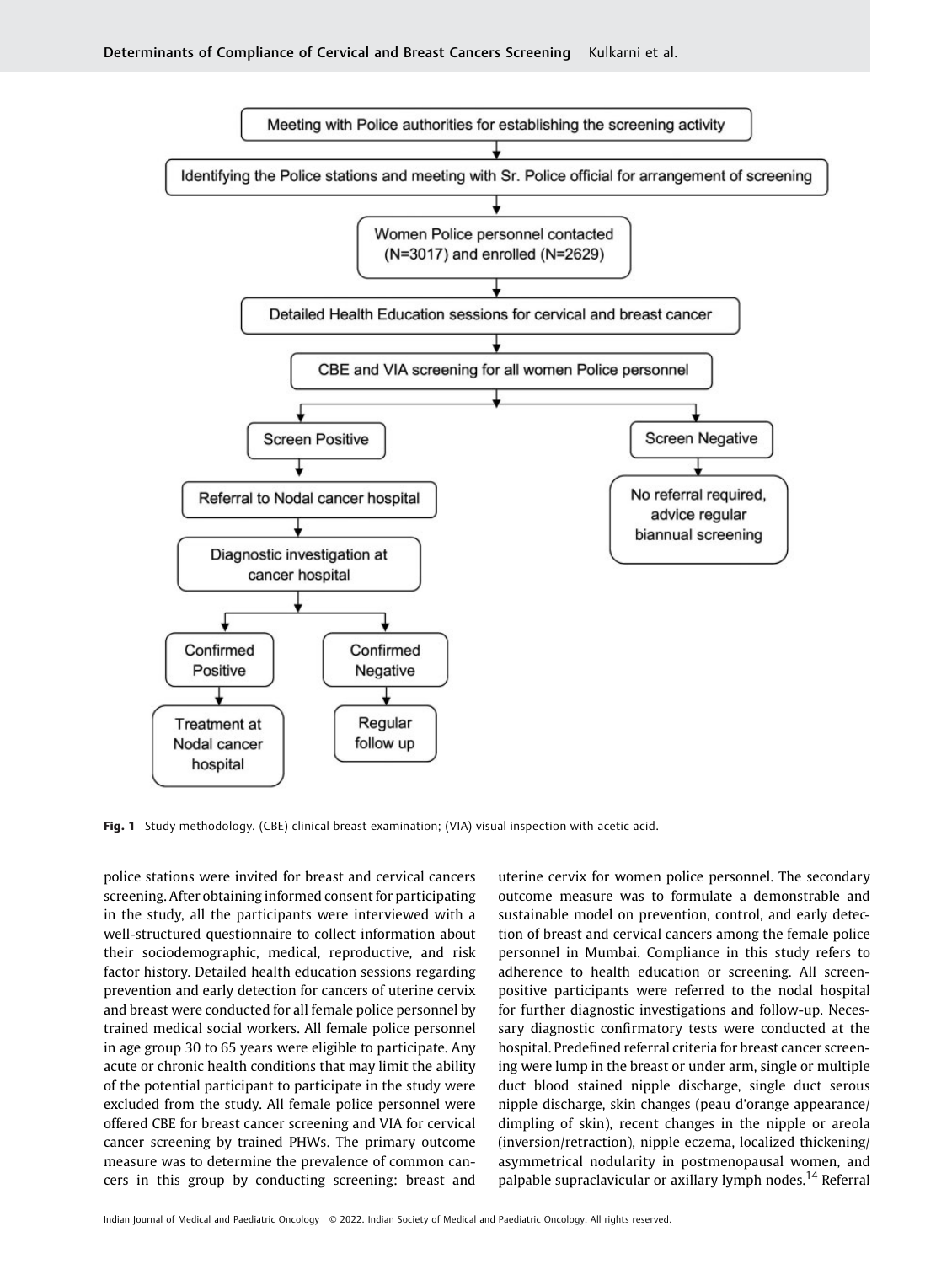Meeting with Police authorities for establishing the screening activity

↓

Identifying the Police stations and meeting with Sr. Police official for arrangement of screening

↓

Women Police personnel contacted (N=3017) and enrolled (N=2629)

↓

Detailed Health Education sessions for cervical and breast cancer

↓

CBE and VIA screening for all women Police personnel

↓

- Screen Positive → Referral to Nodal cancer hospital → Diagnostic investigation at cancer hospital
  - Confirmed Positive → Treatment at Nodal cancer hospital
  - Confirmed Negative → Regular follow up
- Screen Negative → No referral required, advice regular biannual screening

**Fig. 1** Study methodology. (CBE) clinical breast examination; (VIA) visual inspection with acetic acid.

police stations were invited for breast and cervical cancers screening. After obtaining informed consent for participating in the study, all the participants were interviewed with a well-structured questionnaire to collect information about their sociodemographic, medical, reproductive, and risk factor history. Detailed health education sessions regarding prevention and early detection for cancers of uterine cervix and breast were conducted for all female police personnel by trained medical social workers. All female police personnel in age group 30 to 65 years were eligible to participate. Any acute or chronic health conditions that may limit the ability of the potential participant to participate in the study were excluded from the study. All female police personnel were offered CBE for breast cancer screening and VIA for cervical cancer screening by trained PHWs. The primary outcome measure was to determine the prevalence of common cancers in this group by conducting screening: breast and uterine cervix for women police personnel. The secondary outcome measure was to formulate a demonstrable and sustainable model on prevention, control, and early detection of breast and cervical cancers among the female police personnel in Mumbai. Compliance in this study refers to adherence to health education or screening. All screen-positive participants were referred to the nodal hospital for further diagnostic investigations and follow-up. Necessary diagnostic confirmatory tests were conducted at the hospital. Predefined referral criteria for breast cancer screening were lump in the breast or under arm, single or multiple duct blood stained nipple discharge, single duct serous nipple discharge, skin changes (peau d'orange appearance/ dimpling of skin), recent changes in the nipple or areola (inversion/retraction), nipple eczema, localized thickening/ asymmetrical nodularity in postmenopausal women, and palpable supraclavicular or axillary lymph nodes.[14] Referral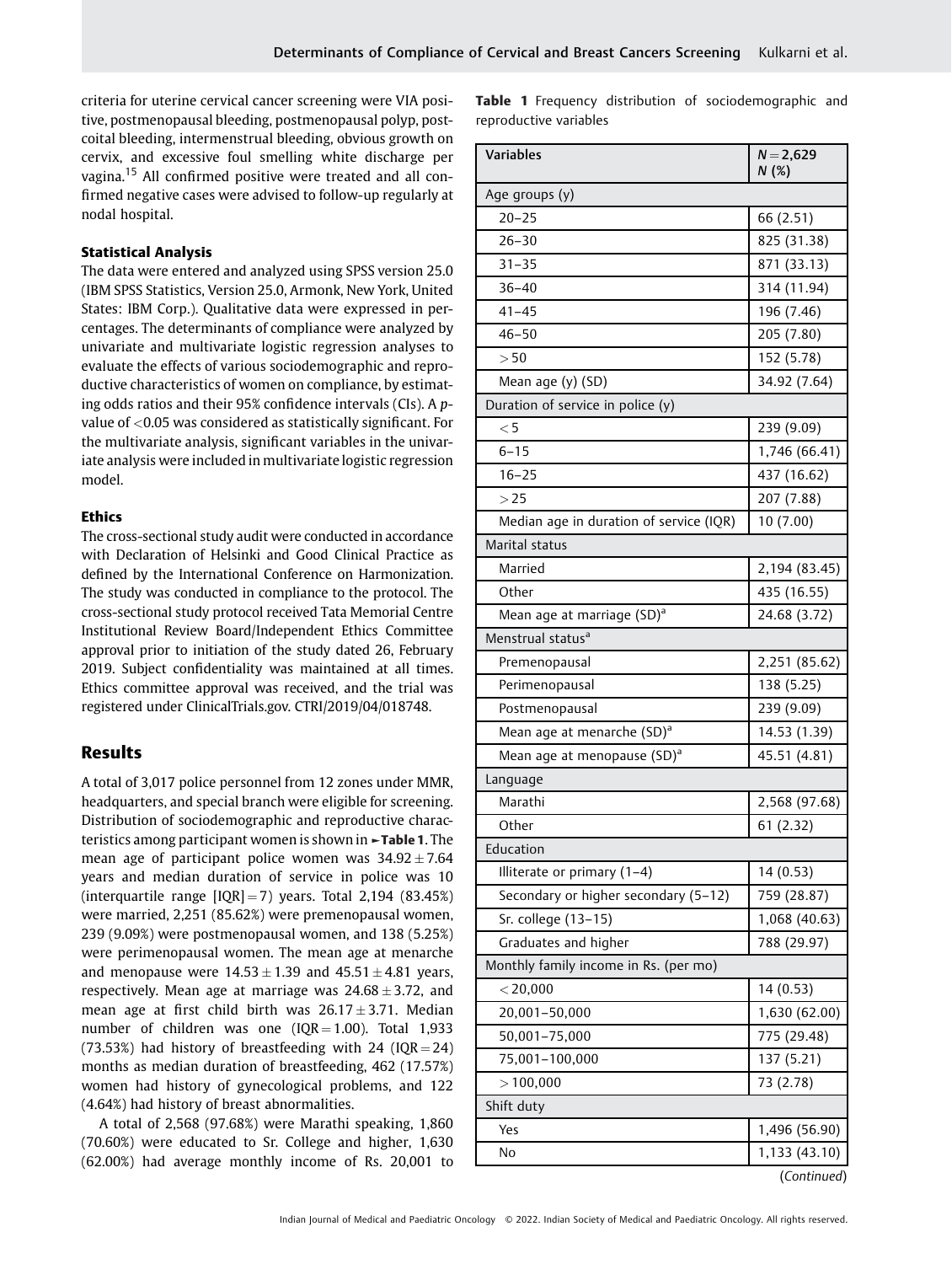criteria for uterine cervical cancer screening were VIA positive, postmenopausal bleeding, postmenopausal polyp, postcoital bleeding, intermenstrual bleeding, obvious growth on cervix, and excessive foul smelling white discharge per vagina.[15] All confirmed positive were treated and all confirmed negative cases were advised to follow-up regularly at nodal hospital.

### Statistical Analysis

The data were entered and analyzed using SPSS version 25.0 (IBM SPSS Statistics, Version 25.0, Armonk, New York, United States: IBM Corp.). Qualitative data were expressed in percentages. The determinants of compliance were analyzed by univariate and multivariate logistic regression analyses to evaluate the effects of various sociodemographic and reproductive characteristics of women on compliance, by estimating odds ratios and their 95% confidence intervals (CIs). A *p*-value of $<0.05$ was considered as statistically significant. For the multivariate analysis, significant variables in the univariate analysis were included in multivariate logistic regression model.

### Ethics

The cross-sectional study audit were conducted in accordance with Declaration of Helsinki and Good Clinical Practice as defined by the International Conference on Harmonization. The study was conducted in compliance to the protocol. The cross-sectional study protocol received Tata Memorial Centre Institutional Review Board/Independent Ethics Committee approval prior to initiation of the study dated 26, February 2019. Subject confidentiality was maintained at all times. Ethics committee approval was received, and the trial was registered under ClinicalTrials.gov. CTRI/2019/04/018748.

## Results

A total of 3,017 police personnel from 12 zones under MMR, headquarters, and special branch were eligible for screening. Distribution of sociodemographic and reproductive characteristics among participant women is shown in ►**Table 1**. The mean age of participant police women was $34.92 \pm 7.64$ years and median duration of service in police was 10 (interquartile range [IQR] = 7) years. Total 2,194 (83.45%) were married, 2,251 (85.62%) were premenopausal women, 239 (9.09%) were postmenopausal women, and 138 (5.25%) were perimenopausal women. The mean age at menarche and menopause were $14.53 \pm 1.39$ and $45.51 \pm 4.81$ years, respectively. Mean age at marriage was $24.68 \pm 3.72$, and mean age at first child birth was $26.17 \pm 3.71$. Median number of children was one (IQR = 1.00). Total 1,933 (73.53%) had history of breastfeeding with 24 (IQR = 24) months as median duration of breastfeeding, 462 (17.57%) women had history of gynecological problems, and 122 (4.64%) had history of breast abnormalities.

A total of 2,568 (97.68%) were Marathi speaking, 1,860 (70.60%) were educated to Sr. College and higher, 1,630 (62.00%) had average monthly income of Rs. 20,001 to

**Table 1** Frequency distribution of sociodemographic and reproductive variables

| Variables | $N = 2{,}629$ N (%) |
|---|---|
| Age groups (y) | |
| 20–25 | 66 (2.51) |
| 26–30 | 825 (31.38) |
| 31–35 | 871 (33.13) |
| 36–40 | 314 (11.94) |
| 41–45 | 196 (7.46) |
| 46–50 | 205 (7.80) |
| >50 | 152 (5.78) |
| Mean age (y) (SD) | 34.92 (7.64) |
| Duration of service in police (y) | |
| <5 | 239 (9.09) |
| 6–15 | 1,746 (66.41) |
| 16–25 | 437 (16.62) |
| >25 | 207 (7.88) |
| Median age in duration of service (IQR) | 10 (7.00) |
| Marital status | |
| Married | 2,194 (83.45) |
| Other | 435 (16.55) |
| Mean age at marriage (SD)[a] | 24.68 (3.72) |
| Menstrual status[a] | |
| Premenopausal | 2,251 (85.62) |
| Perimenopausal | 138 (5.25) |
| Postmenopausal | 239 (9.09) |
| Mean age at menarche (SD)[a] | 14.53 (1.39) |
| Mean age at menopause (SD)[a] | 45.51 (4.81) |
| Language | |
| Marathi | 2,568 (97.68) |
| Other | 61 (2.32) |
| Education | |
| Illiterate or primary (1–4) | 14 (0.53) |
| Secondary or higher secondary (5–12) | 759 (28.87) |
| Sr. college (13–15) | 1,068 (40.63) |
| Graduates and higher | 788 (29.97) |
| Monthly family income in Rs. (per mo) | |
| <20,000 | 14 (0.53) |
| 20,001–50,000 | 1,630 (62.00) |
| 50,001–75,000 | 775 (29.48) |
| 75,001–100,000 | 137 (5.21) |
| >100,000 | 73 (2.78) |
| Shift duty | |
| Yes | 1,496 (56.90) |
| No | 1,133 (43.10) |

(*Continued*)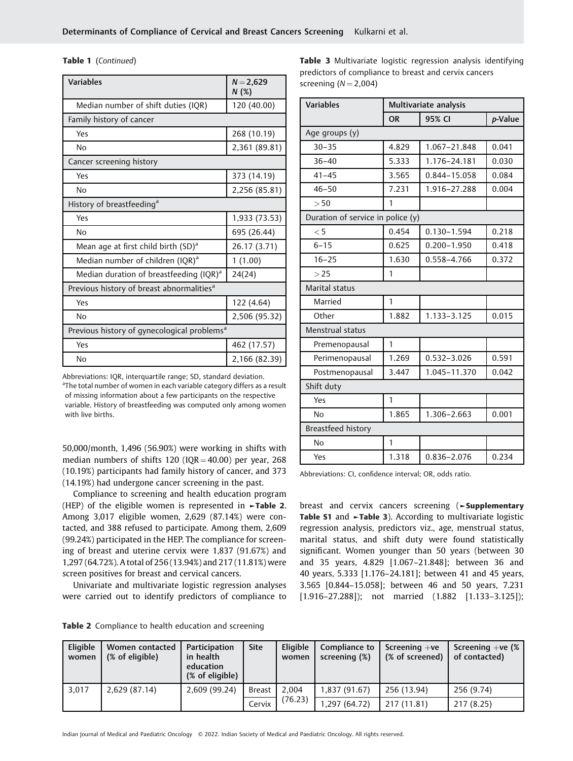**Table 1** (*Continued*)

| Variables | $N = 2,629$ N (%) |
|---|---|
| Median number of shift duties (IQR) | 120 (40.00) |
| Family history of cancer | |
| Yes | 268 (10.19) |
| No | 2,361 (89.81) |
| Cancer screening history | |
| Yes | 373 (14.19) |
| No | 2,256 (85.81) |
| History of breastfeeding[a] | |
| Yes | 1,933 (73.53) |
| No | 695 (26.44) |
| Mean age at first child birth (SD)[a] | 26.17 (3.71) |
| Median number of children (IQR)[a] | 1 (1.00) |
| Median duration of breastfeeding (IQR)[a] | 24(24) |
| Previous history of breast abnormalities[a] | |
| Yes | 122 (4.64) |
| No | 2,506 (95.32) |
| Previous history of gynecological problems[a] | |
| Yes | 462 (17.57) |
| No | 2,166 (82.39) |

Abbreviations: IQR, interquartile range; SD, standard deviation.
[a]The total number of women in each variable category differs as a result of missing information about a few participants on the respective variable. History of breastfeeding was computed only among women with live births.

50,000/month, 1,496 (56.90%) were working in shifts with median numbers of shifts 120 (IQR = 40.00) per year, 268 (10.19%) participants had family history of cancer, and 373 (14.19%) had undergone cancer screening in the past.

Compliance to screening and health education program (HEP) of the eligible women is represented in ►**Table 2**. Among 3,017 eligible women, 2,629 (87.14%) were contacted, and 388 refused to participate. Among them, 2,609 (99.24%) participated in the HEP. The compliance for screening of breast and uterine cervix were 1,837 (91.67%) and 1,297 (64.72%). A total of 256 (13.94%) and 217 (11.81%) were screen positives for breast and cervical cancers.

Univariate and multivariate logistic regression analyses were carried out to identify predictors of compliance to breast and cervix cancers screening (►**Supplementary Table S1** and ►**Table 3**). According to multivariate logistic regression analysis, predictors viz., age, menstrual status, marital status, and shift duty were found statistically significant. Women younger than 50 years (between 30 and 35 years, 4.829 [1.067–21.848]; between 36 and 40 years, 5.333 [1.176–24.181]; between 41 and 45 years, 3.565 [0.844–15.058]; between 46 and 50 years, 7.231 [1.916–27.288]); not married (1.882 [1.133–3.125]);

**Table 3** Multivariate logistic regression analysis identifying predictors of compliance to breast and cervix cancers screening ($N = 2,004$)

| Variables | Multivariate analysis | | |
|---|---|---|---|
| | OR | 95% CI | *p*-Value |
| Age groups (y) | | | |
| 30–35 | 4.829 | 1.067–21.848 | 0.041 |
| 36–40 | 5.333 | 1.176–24.181 | 0.030 |
| 41–45 | 3.565 | 0.844–15.058 | 0.084 |
| 46–50 | 7.231 | 1.916–27.288 | 0.004 |
| > 50 | 1 | | |
| Duration of service in police (y) | | | |
| < 5 | 0.454 | 0.130–1.594 | 0.218 |
| 6–15 | 0.625 | 0.200–1.950 | 0.418 |
| 16–25 | 1.630 | 0.558–4.766 | 0.372 |
| > 25 | 1 | | |
| Marital status | | | |
| Married | 1 | | |
| Other | 1.882 | 1.133–3.125 | 0.015 |
| Menstrual status | | | |
| Premenopausal | 1 | | |
| Perimenopausal | 1.269 | 0.532–3.026 | 0.591 |
| Postmenopausal | 3.447 | 1.045–11.370 | 0.042 |
| Shift duty | | | |
| Yes | 1 | | |
| No | 1.865 | 1.306–2.663 | 0.001 |
| Breastfeed history | | | |
| No | 1 | | |
| Yes | 1.318 | 0.836–2.076 | 0.234 |

Abbreviations: CI, confidence interval; OR, odds ratio.

**Table 2** Compliance to health education and screening

| Eligible women | Women contacted (% of eligible) | Participation in health education (% of eligible) | Site | Eligible women | Compliance to screening (%) | Screening +ve (% of screened) | Screening +ve (% of contacted) |
|---|---|---|---|---|---|---|---|
| 3,017 | 2,629 (87.14) | 2,609 (99.24) | Breast | 2,004 (76.23) | 1,837 (91.67) | 256 (13.94) | 256 (9.74) |
| | | | Cervix | | 1,297 (64.72) | 217 (11.81) | 217 (8.25) |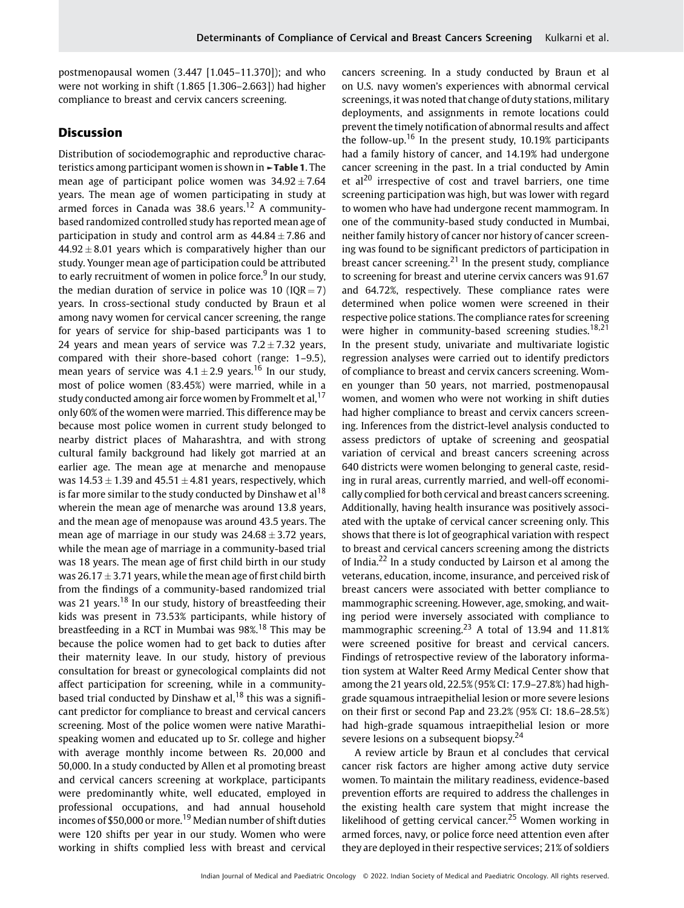postmenopausal women (3.447 [1.045–11.370]); and who were not working in shift (1.865 [1.306–2.663]) had higher compliance to breast and cervix cancers screening.

## Discussion

Distribution of sociodemographic and reproductive characteristics among participant women is shown in ►Table 1. The mean age of participant police women was $34.92 \pm 7.64$ years. The mean age of women participating in study at armed forces in Canada was 38.6 years.[12] A community-based randomized controlled study has reported mean age of participation in study and control arm as $44.84 \pm 7.86$ and $44.92 \pm 8.01$ years which is comparatively higher than our study. Younger mean age of participation could be attributed to early recruitment of women in police force.[9] In our study, the median duration of service in police was 10 (IQR = 7) years. In cross-sectional study conducted by Braun et al among navy women for cervical cancer screening, the range for years of service for ship-based participants was 1 to 24 years and mean years of service was $7.2 \pm 7.32$ years, compared with their shore-based cohort (range: 1–9.5), mean years of service was $4.1 \pm 2.9$ years.[16] In our study, most of police women (83.45%) were married, while in a study conducted among air force women by Frommelt et al,[17] only 60% of the women were married. This difference may be because most police women in current study belonged to nearby district places of Maharashtra, and with strong cultural family background had likely got married at an earlier age. The mean age at menarche and menopause was $14.53 \pm 1.39$ and $45.51 \pm 4.81$ years, respectively, which is far more similar to the study conducted by Dinshaw et al[18] wherein the mean age of menarche was around 13.8 years, and the mean age of menopause was around 43.5 years. The mean age of marriage in our study was $24.68 \pm 3.72$ years, while the mean age of marriage in a community-based trial was 18 years. The mean age of first child birth in our study was $26.17 \pm 3.71$ years, while the mean age of first child birth from the findings of a community-based randomized trial was 21 years.[18] In our study, history of breastfeeding their kids was present in 73.53% participants, while history of breastfeeding in a RCT in Mumbai was 98%.[18] This may be because the police women had to get back to duties after their maternity leave. In our study, history of previous consultation for breast or gynecological complaints did not affect participation for screening, while in a community-based trial conducted by Dinshaw et al,[18] this was a significant predictor for compliance to breast and cervical cancers screening. Most of the police women were native Marathi-speaking women and educated up to Sr. college and higher with average monthly income between Rs. 20,000 and 50,000. In a study conducted by Allen et al promoting breast and cervical cancers screening at workplace, participants were predominantly white, well educated, employed in professional occupations, and had annual household incomes of $50,000 or more.[19] Median number of shift duties were 120 shifts per year in our study. Women who were working in shifts complied less with breast and cervical cancers screening. In a study conducted by Braun et al on U.S. navy women's experiences with abnormal cervical screenings, it was noted that change of duty stations, military deployments, and assignments in remote locations could prevent the timely notification of abnormal results and affect the follow-up.[16] In the present study, 10.19% participants had a family history of cancer, and 14.19% had undergone cancer screening in the past. In a trial conducted by Amin et al[20] irrespective of cost and travel barriers, one time screening participation was high, but was lower with regard to women who have had undergone recent mammogram. In one of the community-based study conducted in Mumbai, neither family history of cancer nor history of cancer screening was found to be significant predictors of participation in breast cancer screening.[21] In the present study, compliance to screening for breast and uterine cervix cancers was 91.67 and 64.72%, respectively. These compliance rates were determined when police women were screened in their respective police stations. The compliance rates for screening were higher in community-based screening studies.[18,21] In the present study, univariate and multivariate logistic regression analyses were carried out to identify predictors of compliance to breast and cervix cancers screening. Women younger than 50 years, not married, postmenopausal women, and women who were not working in shift duties had higher compliance to breast and cervix cancers screening. Inferences from the district-level analysis conducted to assess predictors of uptake of screening and geospatial variation of cervical and breast cancers screening across 640 districts were women belonging to general caste, residing in rural areas, currently married, and well-off economically complied for both cervical and breast cancers screening. Additionally, having health insurance was positively associated with the uptake of cervical cancer screening only. This shows that there is lot of geographical variation with respect to breast and cervical cancers screening among the districts of India.[22] In a study conducted by Lairson et al among the veterans, education, income, insurance, and perceived risk of breast cancers were associated with better compliance to mammographic screening. However, age, smoking, and waiting period were inversely associated with compliance to mammographic screening.[23] A total of 13.94 and 11.81% were screened positive for breast and cervical cancers. Findings of retrospective review of the laboratory information system at Walter Reed Army Medical Center show that among the 21 years old, 22.5% (95% CI: 17.9–27.8%) had high-grade squamous intraepithelial lesion or more severe lesions on their first or second Pap and 23.2% (95% CI: 18.6–28.5%) had high-grade squamous intraepithelial lesion or more severe lesions on a subsequent biopsy.[24]

A review article by Braun et al concludes that cervical cancer risk factors are higher among active duty service women. To maintain the military readiness, evidence-based prevention efforts are required to address the challenges in the existing health care system that might increase the likelihood of getting cervical cancer.[25] Women working in armed forces, navy, or police force need attention even after they are deployed in their respective services; 21% of soldiers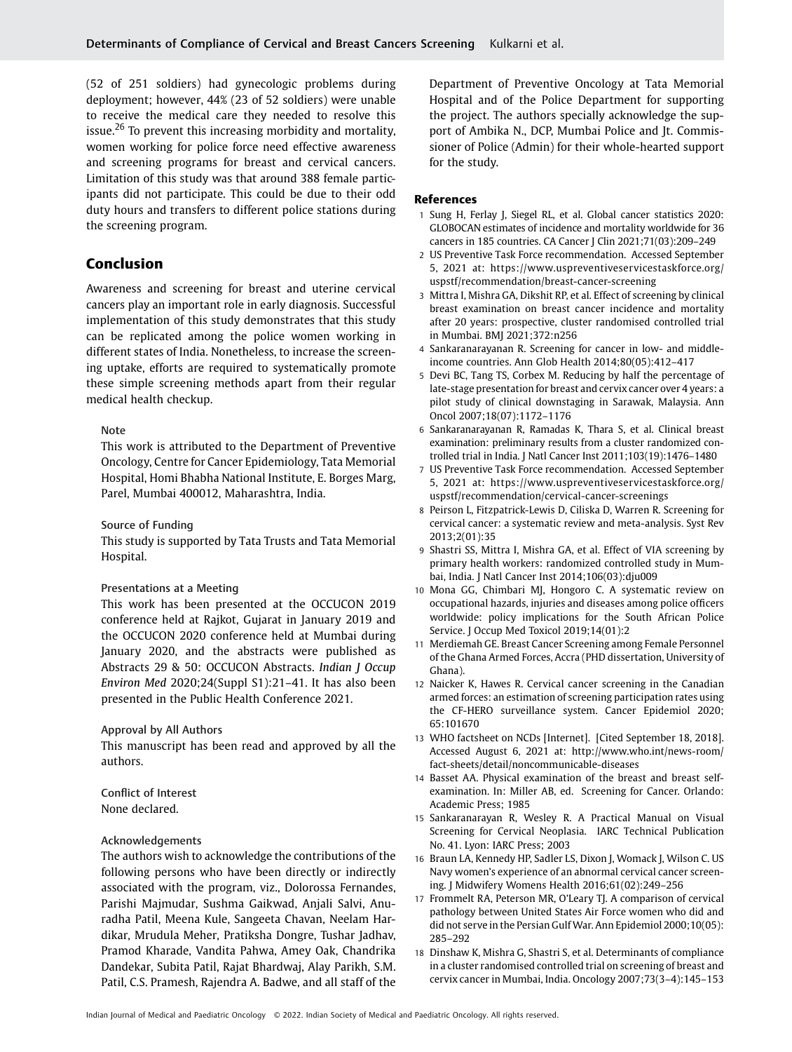(52 of 251 soldiers) had gynecologic problems during deployment; however, 44% (23 of 52 soldiers) were unable to receive the medical care they needed to resolve this issue.[26] To prevent this increasing morbidity and mortality, women working for police force need effective awareness and screening programs for breast and cervical cancers. Limitation of this study was that around 388 female participants did not participate. This could be due to their odd duty hours and transfers to different police stations during the screening program.

## Conclusion

Awareness and screening for breast and uterine cervical cancers play an important role in early diagnosis. Successful implementation of this study demonstrates that this study can be replicated among the police women working in different states of India. Nonetheless, to increase the screening uptake, efforts are required to systematically promote these simple screening methods apart from their regular medical health checkup.

**Note**

This work is attributed to the Department of Preventive Oncology, Centre for Cancer Epidemiology, Tata Memorial Hospital, Homi Bhabha National Institute, E. Borges Marg, Parel, Mumbai 400012, Maharashtra, India.

**Source of Funding**

This study is supported by Tata Trusts and Tata Memorial Hospital.

**Presentations at a Meeting**

This work has been presented at the OCCUCON 2019 conference held at Rajkot, Gujarat in January 2019 and the OCCUCON 2020 conference held at Mumbai during January 2020, and the abstracts were published as Abstracts 29 & 50: OCCUCON Abstracts. *Indian J Occup Environ Med* 2020;24(Suppl S1):21–41. It has also been presented in the Public Health Conference 2021.

**Approval by All Authors**

This manuscript has been read and approved by all the authors.

**Conflict of Interest**

None declared.

**Acknowledgements**

The authors wish to acknowledge the contributions of the following persons who have been directly or indirectly associated with the program, viz., Dolorossa Fernandes, Parishi Majmudar, Sushma Gaikwad, Anjali Salvi, Anuradha Patil, Meena Kule, Sangeeta Chavan, Neelam Hardikar, Mrudula Meher, Pratiksha Dongre, Tushar Jadhav, Pramod Kharade, Vandita Pahwa, Amey Oak, Chandrika Dandekar, Subita Patil, Rajat Bhardwaj, Alay Parikh, S.M. Patil, C.S. Pramesh, Rajendra A. Badwe, and all staff of the Department of Preventive Oncology at Tata Memorial Hospital and of the Police Department for supporting the project. The authors specially acknowledge the support of Ambika N., DCP, Mumbai Police and Jt. Commissioner of Police (Admin) for their whole-hearted support for the study.

## References

1. Sung H, Ferlay J, Siegel RL, et al. Global cancer statistics 2020: GLOBOCAN estimates of incidence and mortality worldwide for 36 cancers in 185 countries. CA Cancer J Clin 2021;71(03):209–249
2. US Preventive Task Force recommendation. Accessed September 5, 2021 at: https://www.uspreventiveservicestaskforce.org/uspstf/recommendation/breast-cancer-screening
3. Mittra I, Mishra GA, Dikshit RP, et al. Effect of screening by clinical breast examination on breast cancer incidence and mortality after 20 years: prospective, cluster randomised controlled trial in Mumbai. BMJ 2021;372:n256
4. Sankaranarayanan R. Screening for cancer in low- and middle-income countries. Ann Glob Health 2014;80(05):412–417
5. Devi BC, Tang TS, Corbex M. Reducing by half the percentage of late-stage presentation for breast and cervix cancer over 4 years: a pilot study of clinical downstaging in Sarawak, Malaysia. Ann Oncol 2007;18(07):1172–1176
6. Sankaranarayanan R, Ramadas K, Thara S, et al. Clinical breast examination: preliminary results from a cluster randomized controlled trial in India. J Natl Cancer Inst 2011;103(19):1476–1480
7. US Preventive Task Force recommendation. Accessed September 5, 2021 at: https://www.uspreventiveservicestaskforce.org/uspstf/recommendation/cervical-cancer-screenings
8. Peirson L, Fitzpatrick-Lewis D, Ciliska D, Warren R. Screening for cervical cancer: a systematic review and meta-analysis. Syst Rev 2013;2(01):35
9. Shastri SS, Mittra I, Mishra GA, et al. Effect of VIA screening by primary health workers: randomized controlled study in Mumbai, India. J Natl Cancer Inst 2014;106(03):dju009
10. Mona GG, Chimbari MJ, Hongoro C. A systematic review on occupational hazards, injuries and diseases among police officers worldwide: policy implications for the South African Police Service. J Occup Med Toxicol 2019;14(01):2
11. Merdiemah GE. Breast Cancer Screening among Female Personnel of the Ghana Armed Forces, Accra (PHD dissertation, University of Ghana).
12. Naicker K, Hawes R. Cervical cancer screening in the Canadian armed forces: an estimation of screening participation rates using the CF-HERO surveillance system. Cancer Epidemiol 2020; 65:101670
13. WHO factsheet on NCDs [Internet]. [Cited September 18, 2018]. Accessed August 6, 2021 at: http://www.who.int/news-room/fact-sheets/detail/noncommunicable-diseases
14. Basset AA. Physical examination of the breast and breast self-examination. In: Miller AB, ed. Screening for Cancer. Orlando: Academic Press; 1985
15. Sankaranarayan R, Wesley R. A Practical Manual on Visual Screening for Cervical Neoplasia. IARC Technical Publication No. 41. Lyon: IARC Press; 2003
16. Braun LA, Kennedy HP, Sadler LS, Dixon J, Womack J, Wilson C. US Navy women's experience of an abnormal cervical cancer screening. J Midwifery Womens Health 2016;61(02):249–256
17. Frommelt RA, Peterson MR, O'Leary TJ. A comparison of cervical pathology between United States Air Force women who did and did not serve in the Persian Gulf War. Ann Epidemiol 2000;10(05): 285–292
18. Dinshaw K, Mishra G, Shastri S, et al. Determinants of compliance in a cluster randomised controlled trial on screening of breast and cervix cancer in Mumbai, India. Oncology 2007;73(3–4):145–153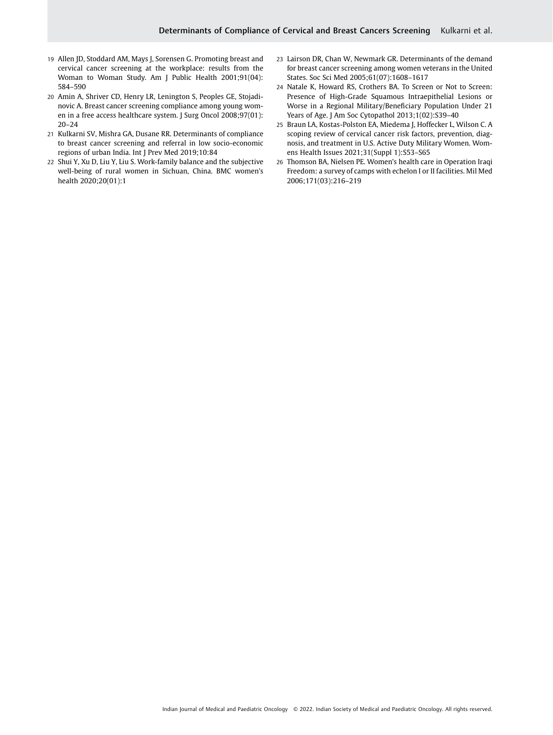19 Allen JD, Stoddard AM, Mays J, Sorensen G. Promoting breast and cervical cancer screening at the workplace: results from the Woman to Woman Study. Am J Public Health 2001;91(04): 584–590

20 Amin A, Shriver CD, Henry LR, Lenington S, Peoples GE, Stojadinovic A. Breast cancer screening compliance among young women in a free access healthcare system. J Surg Oncol 2008;97(01): 20–24

21 Kulkarni SV, Mishra GA, Dusane RR. Determinants of compliance to breast cancer screening and referral in low socio-economic regions of urban India. Int J Prev Med 2019;10:84

22 Shui Y, Xu D, Liu Y, Liu S. Work-family balance and the subjective well-being of rural women in Sichuan, China. BMC women's health 2020;20(01):1

23 Lairson DR, Chan W, Newmark GR. Determinants of the demand for breast cancer screening among women veterans in the United States. Soc Sci Med 2005;61(07):1608–1617

24 Natale K, Howard RS, Crothers BA. To Screen or Not to Screen: Presence of High-Grade Squamous Intraepithelial Lesions or Worse in a Regional Military/Beneficiary Population Under 21 Years of Age. J Am Soc Cytopathol 2013;1(02):S39–40

25 Braun LA, Kostas-Polston EA, Miedema J, Hoffecker L, Wilson C. A scoping review of cervical cancer risk factors, prevention, diagnosis, and treatment in U.S. Active Duty Military Women. Womens Health Issues 2021;31(Suppl 1):S53–S65

26 Thomson BA, Nielsen PE. Women's health care in Operation Iraqi Freedom: a survey of camps with echelon I or II facilities. Mil Med 2006;171(03):216–219